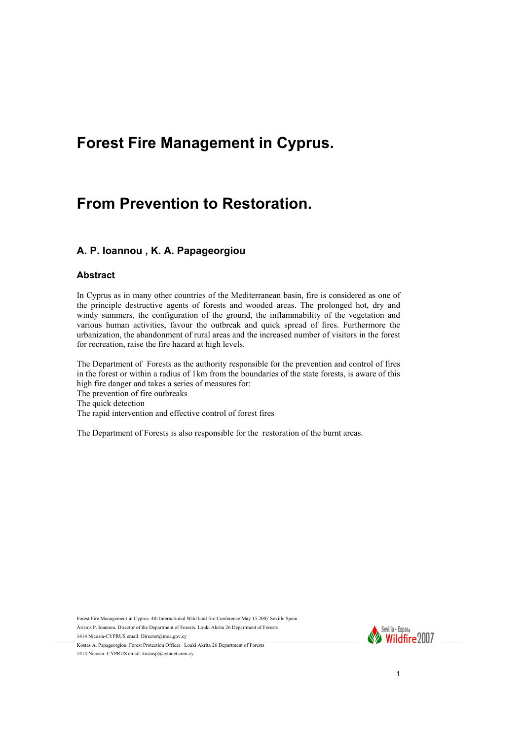# Forest Fire Management in Cyprus.

# From Prevention to Restoration.

### A. P. Ioannou , K. A. Papageorgiou

### Abstract

In Cyprus as in many other countries of the Mediterranean basin, fire is considered as one of the principle destructive agents of forests and wooded areas. The prolonged hot, dry and windy summers, the configuration of the ground, the inflammability of the vegetation and various human activities, favour the outbreak and quick spread of fires. Furthermore the urbanization, the abandonment of rural areas and the increased number of visitors in the forest for recreation, raise the fire hazard at high levels.

The Department of Forests as the authority responsible for the prevention and control of fires in the forest or within a radius of 1km from the boundaries of the state forests, is aware of this high fire danger and takes a series of measures for:
The prevention of fire outbreaks
The quick detection
The rapid intervention and effective control of forest fires

The Department of Forests is also responsible for the restoration of the burnt areas.

Forest Fire Management in Cyprus. 4th International Wild land fire Conference May 15 2007 Seville Spain
Aristos P. Ioannou. Director of the Department of Forests. Louki Akrita 26 Department of Forests
1414 Nicosia-CYPRUS email: Director@moa.gov.cy
Kostas A. Papageorgiou. Forest Protection Officer. Louki Akrita 26 Department of Forests
1414 Nicosia -CYPRUS email: kostasp@cytanet.com.cy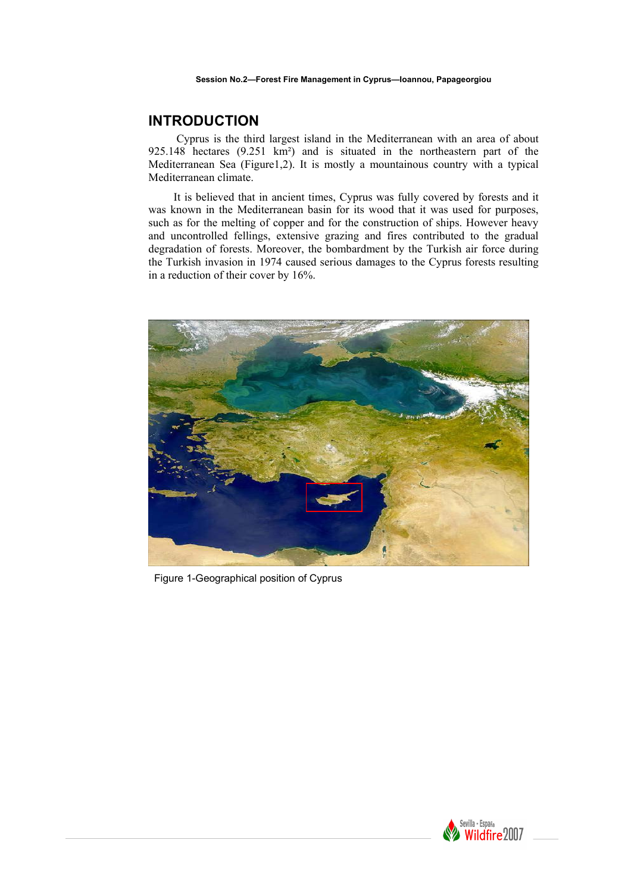# INTRODUCTION

Cyprus is the third largest island in the Mediterranean with an area of about 925.148 hectares (9.251 km²) and is situated in the northeastern part of the Mediterranean Sea (Figure1,2). It is mostly a mountainous country with a typical Mediterranean climate.

It is believed that in ancient times, Cyprus was fully covered by forests and it was known in the Mediterranean basin for its wood that it was used for purposes, such as for the melting of copper and for the construction of ships. However heavy and uncontrolled fellings, extensive grazing and fires contributed to the gradual degradation of forests. Moreover, the bombardment by the Turkish air force during the Turkish invasion in 1974 caused serious damages to the Cyprus forests resulting in a reduction of their cover by 16%.

Figure 1-Geographical position of Cyprus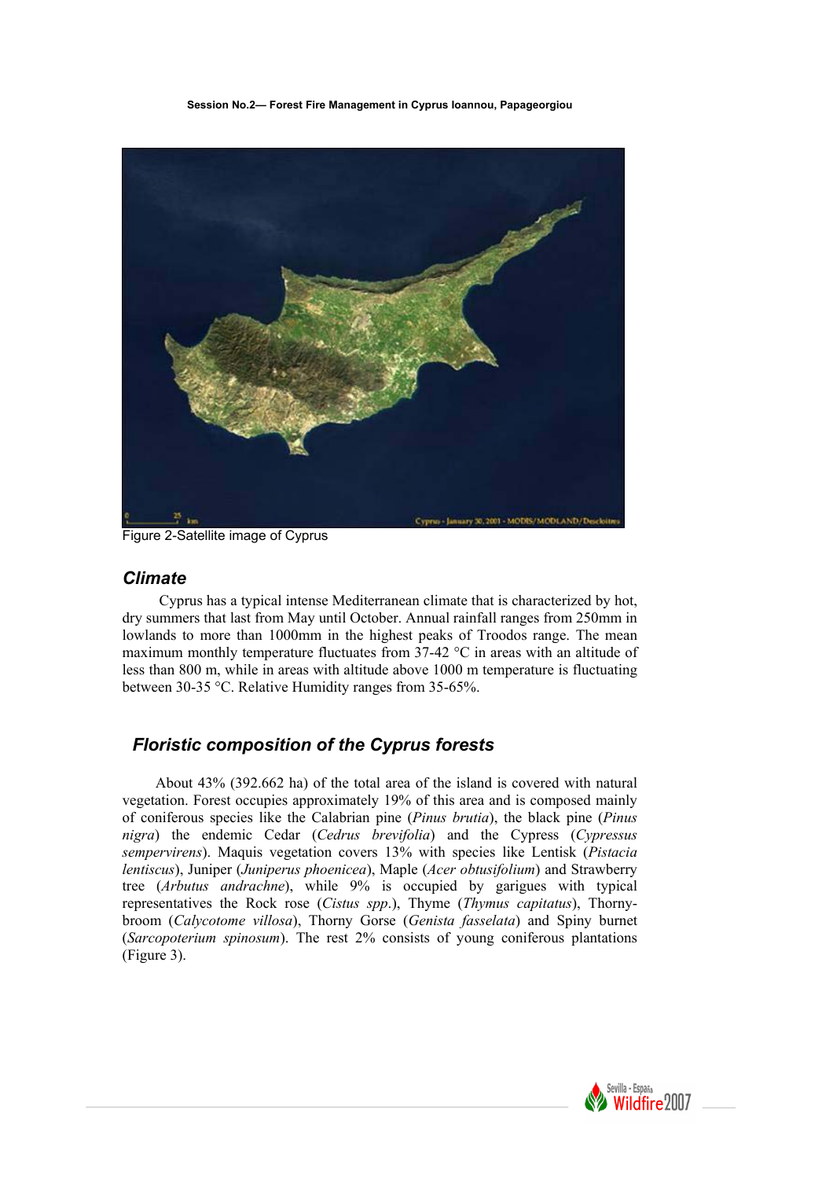Figure 2-Satellite image of Cyprus

## *Climate*

Cyprus has a typical intense Mediterranean climate that is characterized by hot, dry summers that last from May until October. Annual rainfall ranges from 250mm in lowlands to more than 1000mm in the highest peaks of Troodos range. The mean maximum monthly temperature fluctuates from 37-42 °C in areas with an altitude of less than 800 m, while in areas with altitude above 1000 m temperature is fluctuating between 30-35 °C. Relative Humidity ranges from 35-65%.

## *Floristic composition of the Cyprus forests*

About 43% (392.662 ha) of the total area of the island is covered with natural vegetation. Forest occupies approximately 19% of this area and is composed mainly of coniferous species like the Calabrian pine (*Pinus brutia*), the black pine (*Pinus nigra*) the endemic Cedar (*Cedrus brevifolia*) and the Cypress (*Cypressus sempervirens*). Maquis vegetation covers 13% with species like Lentisk (*Pistacia lentiscus*), Juniper (*Juniperus phoenicea*), Maple (*Acer obtusifolium*) and Strawberry tree (*Arbutus andrachne*), while 9% is occupied by garigues with typical representatives the Rock rose (*Cistus spp*.), Thyme (*Thymus capitatus*), Thorny-broom (*Calycotome villosa*), Thorny Gorse (*Genista fasselata*) and Spiny burnet (*Sarcopoterium spinosum*). The rest 2% consists of young coniferous plantations (Figure 3).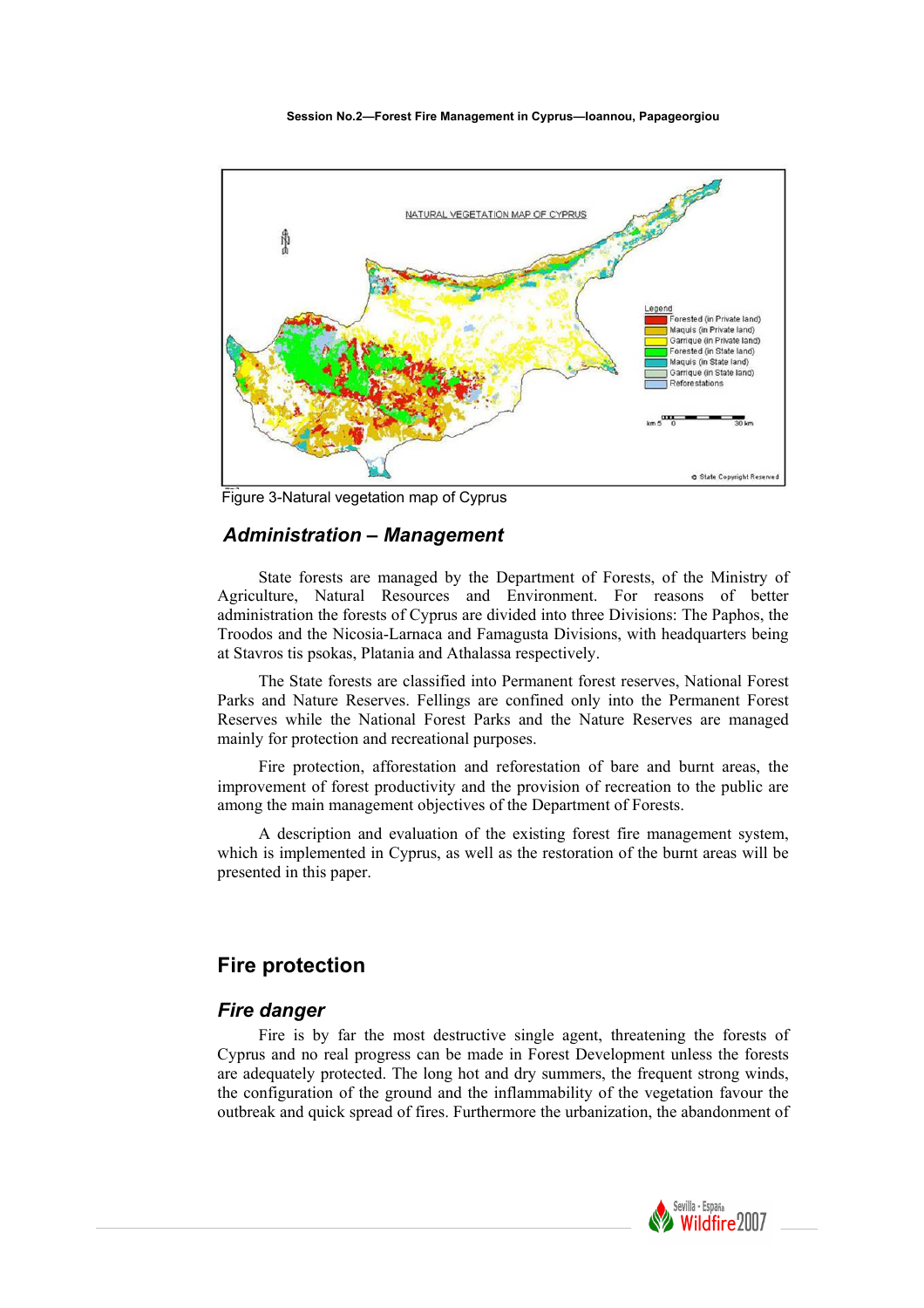Figure 3-Natural vegetation map of Cyprus

## *Administration – Management*

State forests are managed by the Department of Forests, of the Ministry of Agriculture, Natural Resources and Environment. For reasons of better administration the forests of Cyprus are divided into three Divisions: The Paphos, the Troodos and the Nicosia-Larnaca and Famagusta Divisions, with headquarters being at Stavros tis psokas, Platania and Athalassa respectively.

The State forests are classified into Permanent forest reserves, National Forest Parks and Nature Reserves. Fellings are confined only into the Permanent Forest Reserves while the National Forest Parks and the Nature Reserves are managed mainly for protection and recreational purposes.

Fire protection, afforestation and reforestation of bare and burnt areas, the improvement of forest productivity and the provision of recreation to the public are among the main management objectives of the Department of Forests.

A description and evaluation of the existing forest fire management system, which is implemented in Cyprus, as well as the restoration of the burnt areas will be presented in this paper.

# Fire protection

## *Fire danger*

Fire is by far the most destructive single agent, threatening the forests of Cyprus and no real progress can be made in Forest Development unless the forests are adequately protected. The long hot and dry summers, the frequent strong winds, the configuration of the ground and the inflammability of the vegetation favour the outbreak and quick spread of fires. Furthermore the urbanization, the abandonment of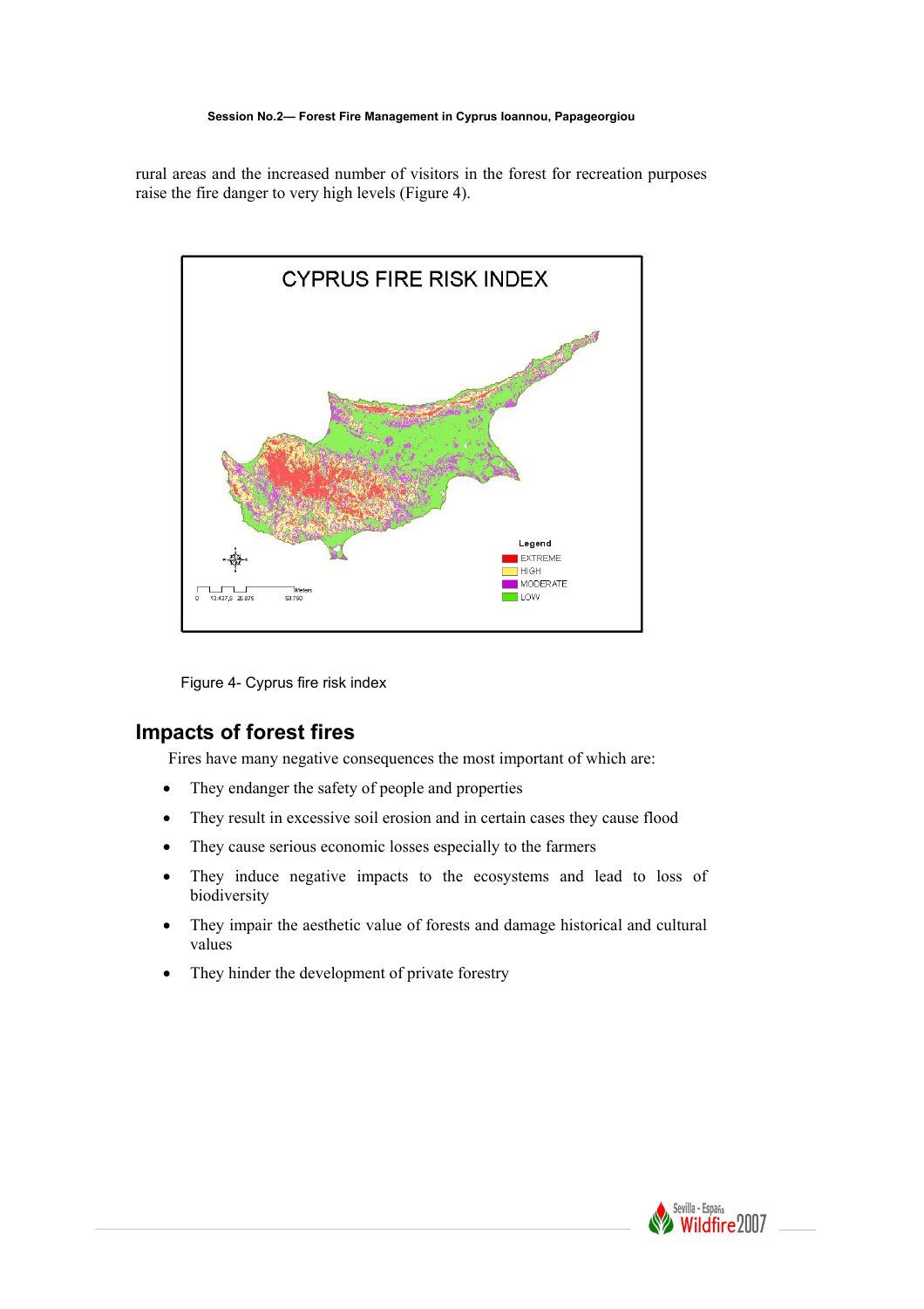rural areas and the increased number of visitors in the forest for recreation purposes raise the fire danger to very high levels (Figure 4).

Figure 4- Cyprus fire risk index

## Impacts of forest fires

Fires have many negative consequences the most important of which are:

- They endanger the safety of people and properties
- They result in excessive soil erosion and in certain cases they cause flood
- They cause serious economic losses especially to the farmers
- They induce negative impacts to the ecosystems and lead to loss of biodiversity
- They impair the aesthetic value of forests and damage historical and cultural values
- They hinder the development of private forestry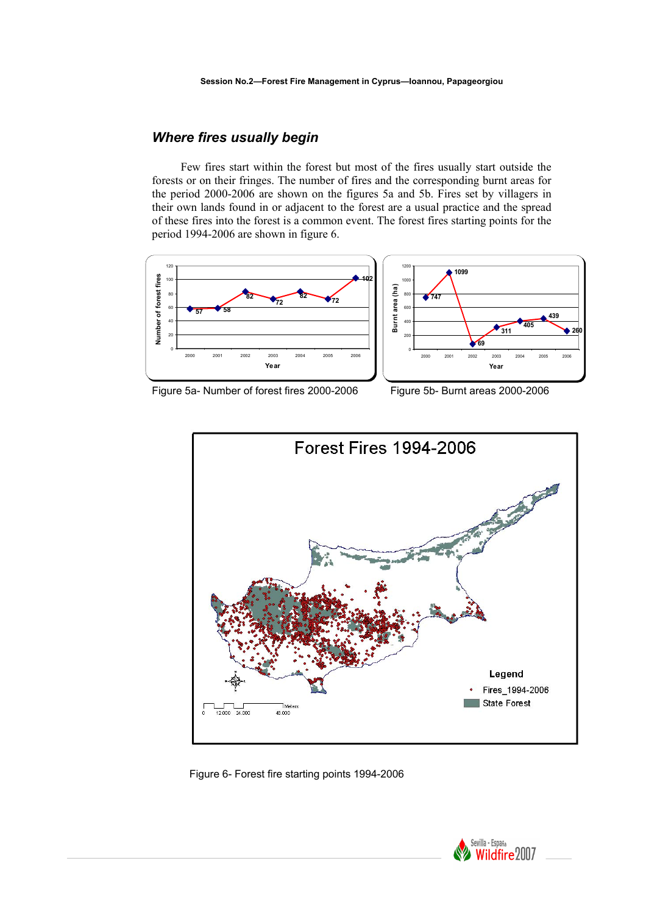## *Where fires usually begin*

Few fires start within the forest but most of the fires usually start outside the forests or on their fringes. The number of fires and the corresponding burnt areas for the period 2000-2006 are shown on the figures 5a and 5b. Fires set by villagers in their own lands found in or adjacent to the forest are a usual practice and the spread of these fires into the forest is a common event. The forest fires starting points for the period 1994-2006 are shown in figure 6.

Figure 5a- Number of forest fires 2000-2006

Figure 5b- Burnt areas 2000-2006

Figure 6- Forest fire starting points 1994-2006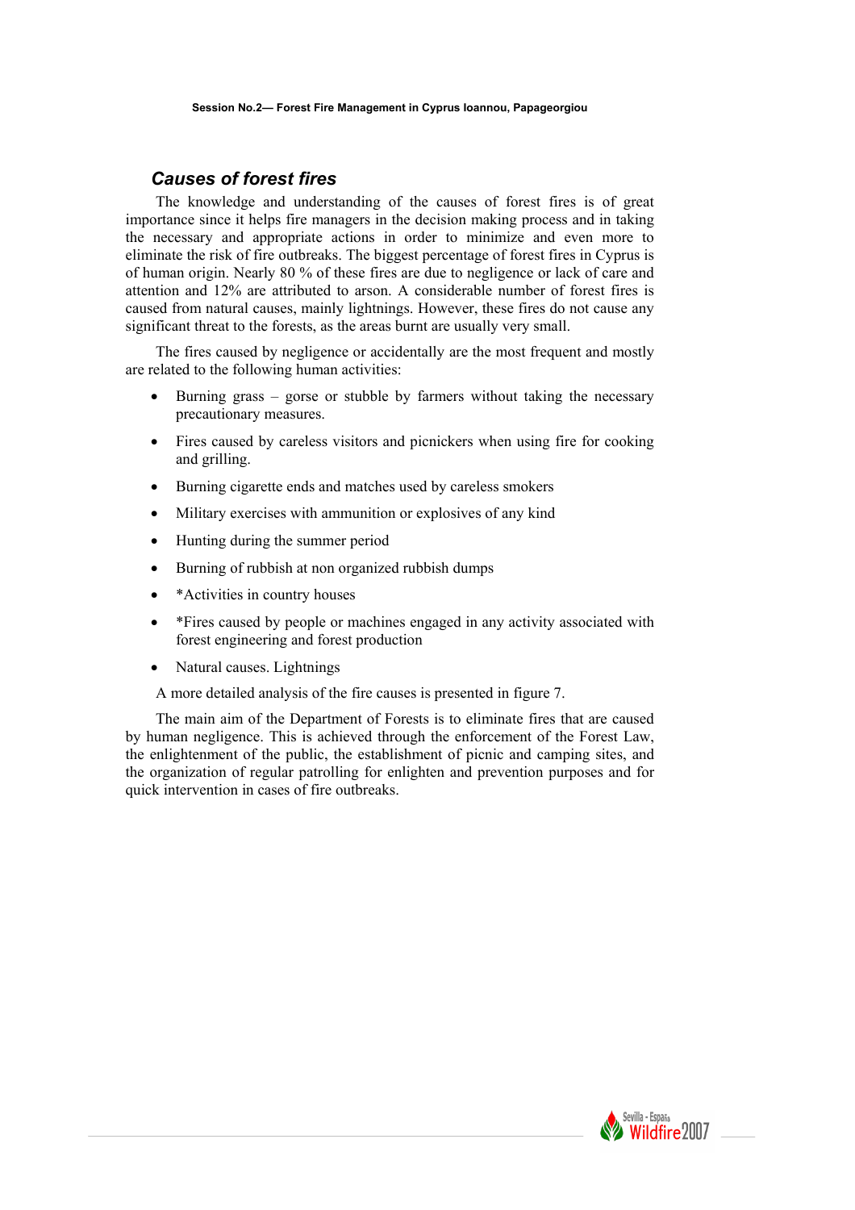## *Causes of forest fires*

The knowledge and understanding of the causes of forest fires is of great importance since it helps fire managers in the decision making process and in taking the necessary and appropriate actions in order to minimize and even more to eliminate the risk of fire outbreaks. The biggest percentage of forest fires in Cyprus is of human origin. Nearly 80 % of these fires are due to negligence or lack of care and attention and 12% are attributed to arson. A considerable number of forest fires is caused from natural causes, mainly lightnings. However, these fires do not cause any significant threat to the forests, as the areas burnt are usually very small.

The fires caused by negligence or accidentally are the most frequent and mostly are related to the following human activities:

- Burning grass – gorse or stubble by farmers without taking the necessary precautionary measures.
- Fires caused by careless visitors and picnickers when using fire for cooking and grilling.
- Burning cigarette ends and matches used by careless smokers
- Military exercises with ammunition or explosives of any kind
- Hunting during the summer period
- Burning of rubbish at non organized rubbish dumps
- *Activities in country houses
- *Fires caused by people or machines engaged in any activity associated with forest engineering and forest production
- Natural causes. Lightnings

A more detailed analysis of the fire causes is presented in figure 7.

The main aim of the Department of Forests is to eliminate fires that are caused by human negligence. This is achieved through the enforcement of the Forest Law, the enlightenment of the public, the establishment of picnic and camping sites, and the organization of regular patrolling for enlighten and prevention purposes and for quick intervention in cases of fire outbreaks.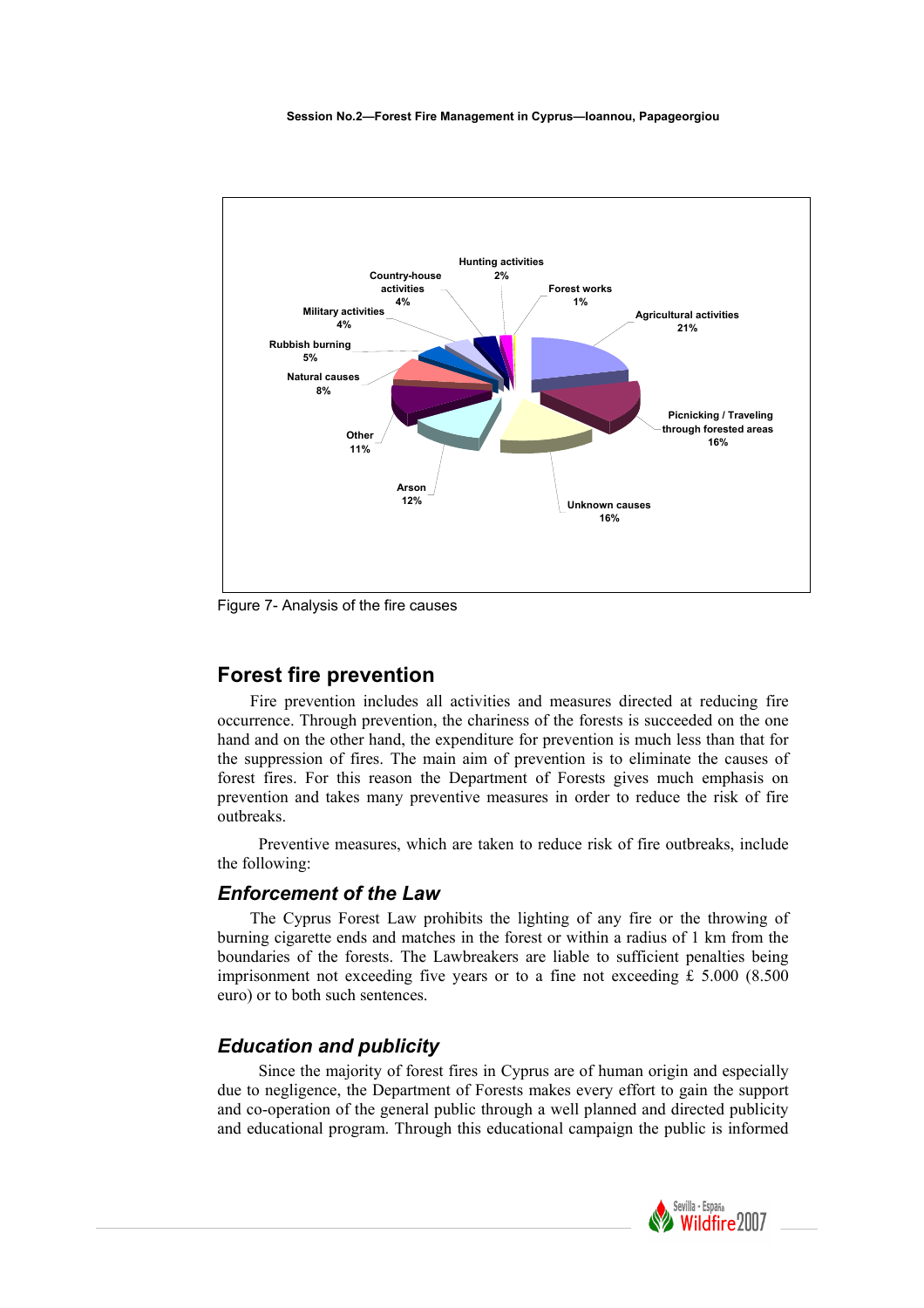Figure 7- Analysis of the fire causes

## Forest fire prevention

Fire prevention includes all activities and measures directed at reducing fire occurrence. Through prevention, the chariness of the forests is succeeded on the one hand and on the other hand, the expenditure for prevention is much less than that for the suppression of fires. The main aim of prevention is to eliminate the causes of forest fires. For this reason the Department of Forests gives much emphasis on prevention and takes many preventive measures in order to reduce the risk of fire outbreaks.

Preventive measures, which are taken to reduce risk of fire outbreaks, include the following:

### *Enforcement of the Law*

The Cyprus Forest Law prohibits the lighting of any fire or the throwing of burning cigarette ends and matches in the forest or within a radius of 1 km from the boundaries of the forests. The Lawbreakers are liable to sufficient penalties being imprisonment not exceeding five years or to a fine not exceeding £ 5.000 (8.500 euro) or to both such sentences.

### *Education and publicity*

Since the majority of forest fires in Cyprus are of human origin and especially due to negligence, the Department of Forests makes every effort to gain the support and co-operation of the general public through a well planned and directed publicity and educational program. Through this educational campaign the public is informed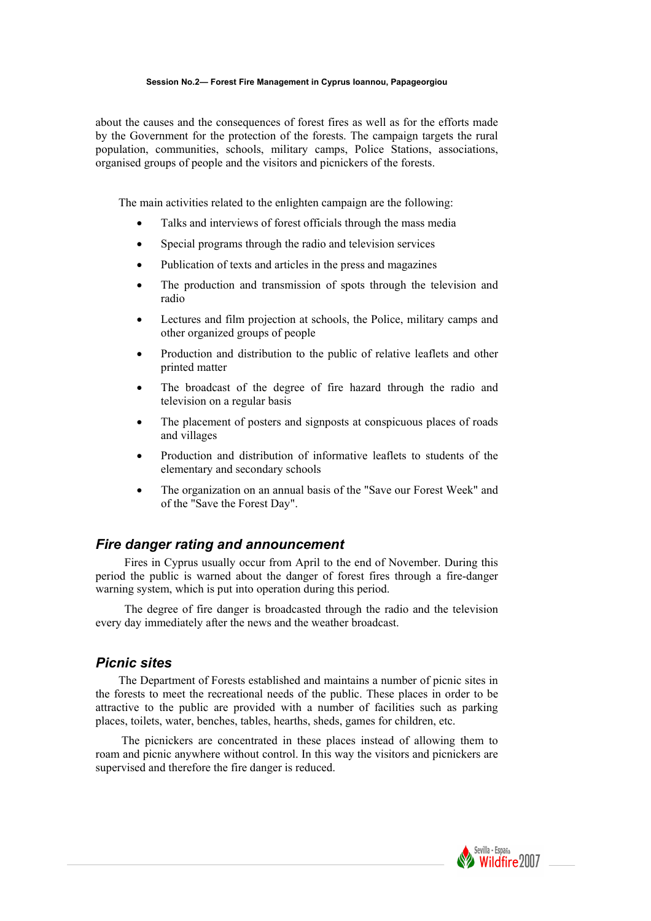about the causes and the consequences of forest fires as well as for the efforts made by the Government for the protection of the forests. The campaign targets the rural population, communities, schools, military camps, Police Stations, associations, organised groups of people and the visitors and picnickers of the forests.

The main activities related to the enlighten campaign are the following:

- Talks and interviews of forest officials through the mass media
- Special programs through the radio and television services
- Publication of texts and articles in the press and magazines
- The production and transmission of spots through the television and radio
- Lectures and film projection at schools, the Police, military camps and other organized groups of people
- Production and distribution to the public of relative leaflets and other printed matter
- The broadcast of the degree of fire hazard through the radio and television on a regular basis
- The placement of posters and signposts at conspicuous places of roads and villages
- Production and distribution of informative leaflets to students of the elementary and secondary schools
- The organization on an annual basis of the "Save our Forest Week" and of the "Save the Forest Day".

## *Fire danger rating and announcement*

Fires in Cyprus usually occur from April to the end of November. During this period the public is warned about the danger of forest fires through a fire-danger warning system, which is put into operation during this period.

The degree of fire danger is broadcasted through the radio and the television every day immediately after the news and the weather broadcast.

## *Picnic sites*

The Department of Forests established and maintains a number of picnic sites in the forests to meet the recreational needs of the public. These places in order to be attractive to the public are provided with a number of facilities such as parking places, toilets, water, benches, tables, hearths, sheds, games for children, etc.

The picnickers are concentrated in these places instead of allowing them to roam and picnic anywhere without control. In this way the visitors and picnickers are supervised and therefore the fire danger is reduced.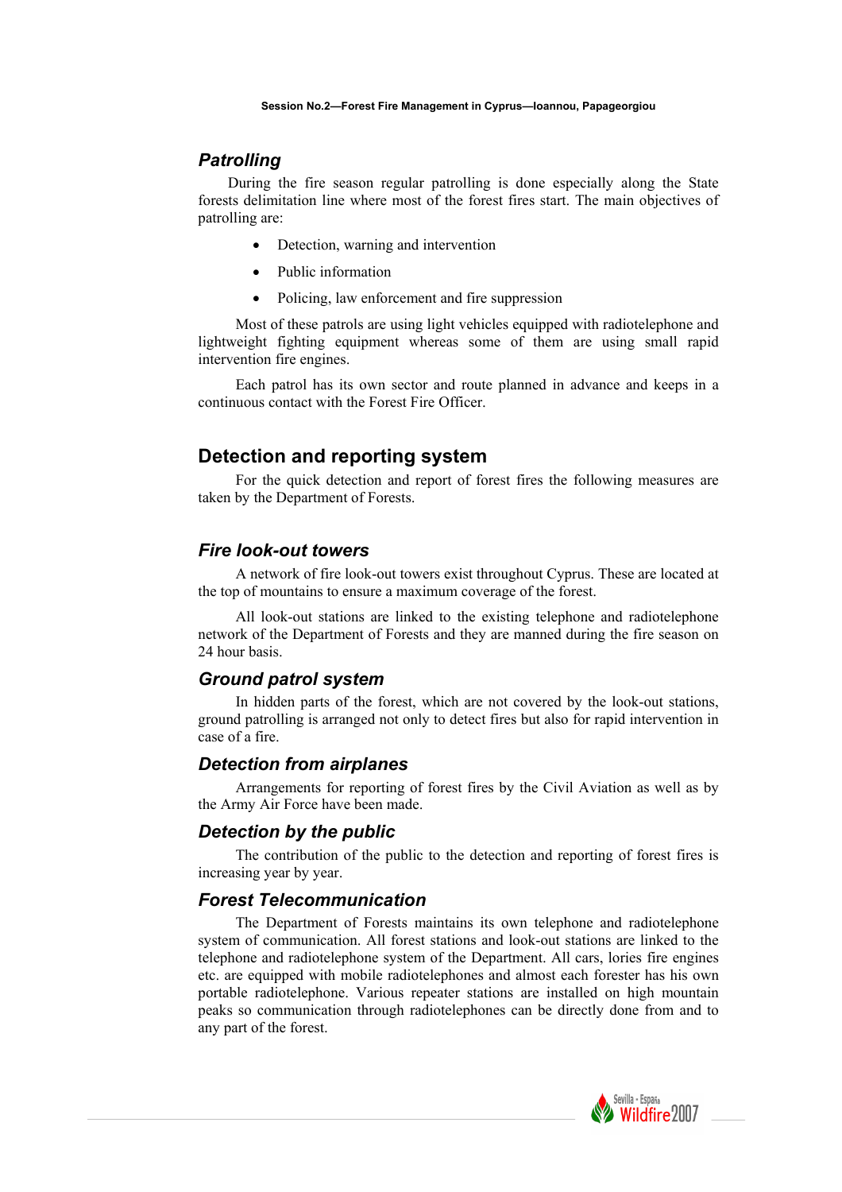### *Patrolling*

During the fire season regular patrolling is done especially along the State forests delimitation line where most of the forest fires start. The main objectives of patrolling are:

- Detection, warning and intervention
- Public information
- Policing, law enforcement and fire suppression

Most of these patrols are using light vehicles equipped with radiotelephone and lightweight fighting equipment whereas some of them are using small rapid intervention fire engines.

Each patrol has its own sector and route planned in advance and keeps in a continuous contact with the Forest Fire Officer.

## Detection and reporting system

For the quick detection and report of forest fires the following measures are taken by the Department of Forests.

### *Fire look-out towers*

A network of fire look-out towers exist throughout Cyprus. These are located at the top of mountains to ensure a maximum coverage of the forest.

All look-out stations are linked to the existing telephone and radiotelephone network of the Department of Forests and they are manned during the fire season on 24 hour basis.

### *Ground patrol system*

In hidden parts of the forest, which are not covered by the look-out stations, ground patrolling is arranged not only to detect fires but also for rapid intervention in case of a fire.

### *Detection from airplanes*

Arrangements for reporting of forest fires by the Civil Aviation as well as by the Army Air Force have been made.

### *Detection by the public*

The contribution of the public to the detection and reporting of forest fires is increasing year by year.

### *Forest Telecommunication*

The Department of Forests maintains its own telephone and radiotelephone system of communication. All forest stations and look-out stations are linked to the telephone and radiotelephone system of the Department. All cars, lories fire engines etc. are equipped with mobile radiotelephones and almost each forester has his own portable radiotelephone. Various repeater stations are installed on high mountain peaks so communication through radiotelephones can be directly done from and to any part of the forest.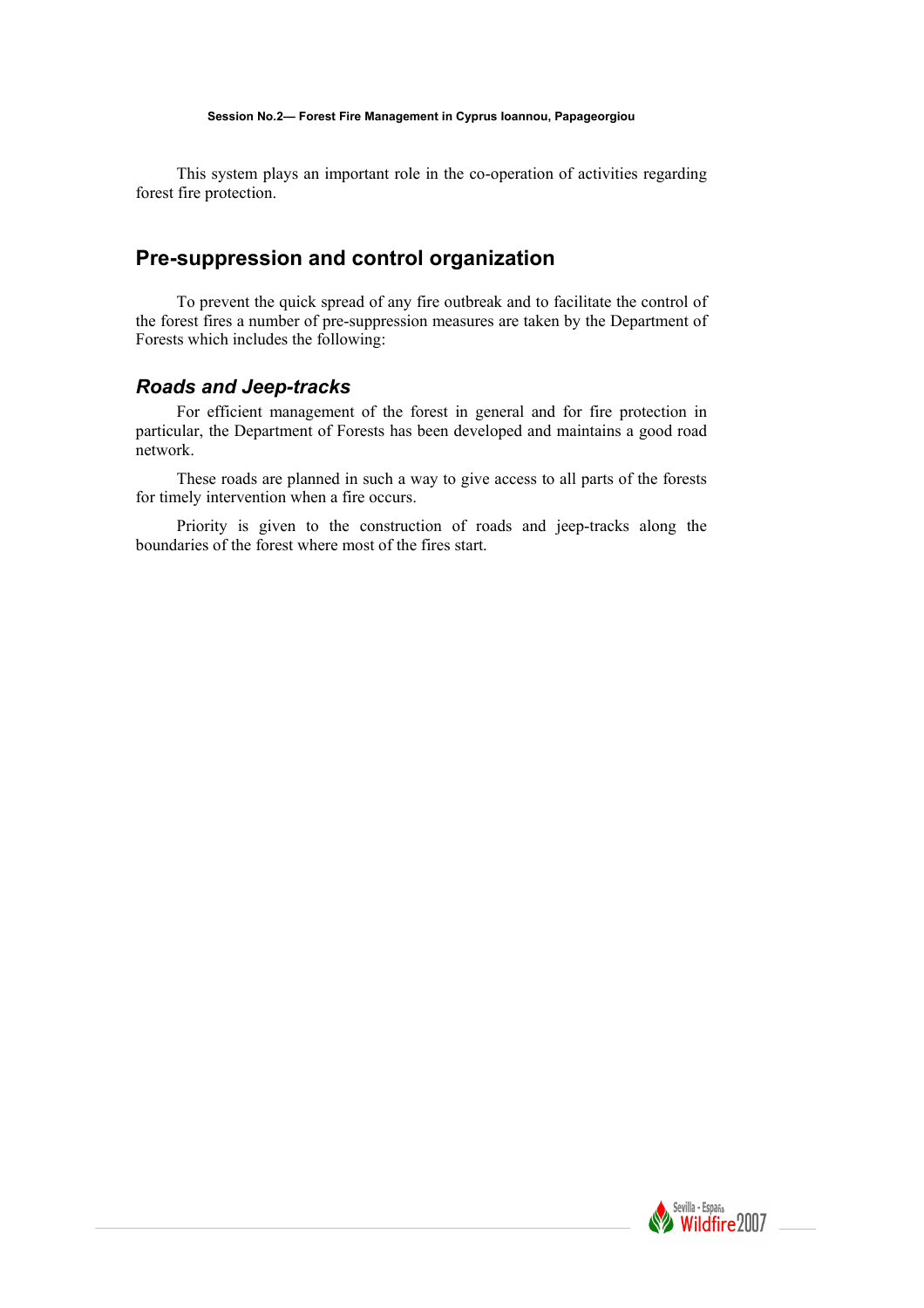This system plays an important role in the co-operation of activities regarding forest fire protection.

## Pre-suppression and control organization

To prevent the quick spread of any fire outbreak and to facilitate the control of the forest fires a number of pre-suppression measures are taken by the Department of Forests which includes the following:

### *Roads and Jeep-tracks*

For efficient management of the forest in general and for fire protection in particular, the Department of Forests has been developed and maintains a good road network.

These roads are planned in such a way to give access to all parts of the forests for timely intervention when a fire occurs.

Priority is given to the construction of roads and jeep-tracks along the boundaries of the forest where most of the fires start.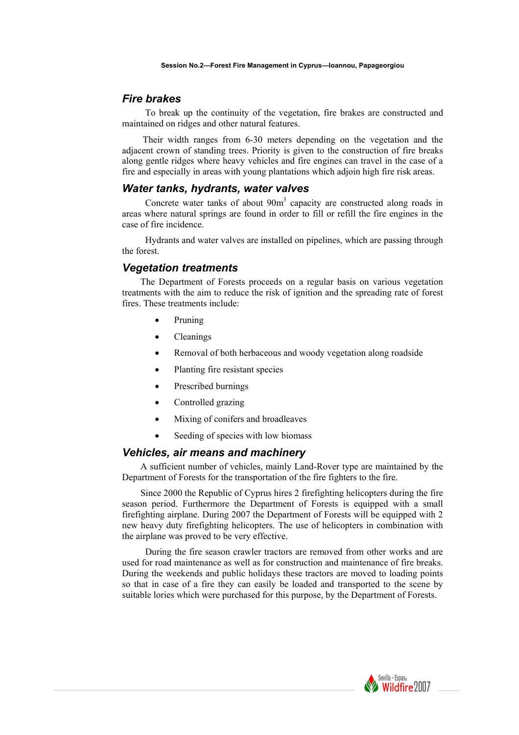## *Fire brakes*

To break up the continuity of the vegetation, fire brakes are constructed and maintained on ridges and other natural features.

Their width ranges from 6-30 meters depending on the vegetation and the adjacent crown of standing trees. Priority is given to the construction of fire breaks along gentle ridges where heavy vehicles and fire engines can travel in the case of a fire and especially in areas with young plantations which adjoin high fire risk areas.

## *Water tanks, hydrants, water valves*

Concrete water tanks of about 90m$^3$ capacity are constructed along roads in areas where natural springs are found in order to fill or refill the fire engines in the case of fire incidence.

Hydrants and water valves are installed on pipelines, which are passing through the forest.

## *Vegetation treatments*

The Department of Forests proceeds on a regular basis on various vegetation treatments with the aim to reduce the risk of ignition and the spreading rate of forest fires. These treatments include:

- Pruning
- Cleanings
- Removal of both herbaceous and woody vegetation along roadside
- Planting fire resistant species
- Prescribed burnings
- Controlled grazing
- Mixing of conifers and broadleaves
- Seeding of species with low biomass

## *Vehicles, air means and machinery*

A sufficient number of vehicles, mainly Land-Rover type are maintained by the Department of Forests for the transportation of the fire fighters to the fire.

Since 2000 the Republic of Cyprus hires 2 firefighting helicopters during the fire season period. Furthermore the Department of Forests is equipped with a small firefighting airplane. During 2007 the Department of Forests will be equipped with 2 new heavy duty firefighting helicopters. The use of helicopters in combination with the airplane was proved to be very effective.

During the fire season crawler tractors are removed from other works and are used for road maintenance as well as for construction and maintenance of fire breaks. During the weekends and public holidays these tractors are moved to loading points so that in case of a fire they can easily be loaded and transported to the scene by suitable lories which were purchased for this purpose, by the Department of Forests.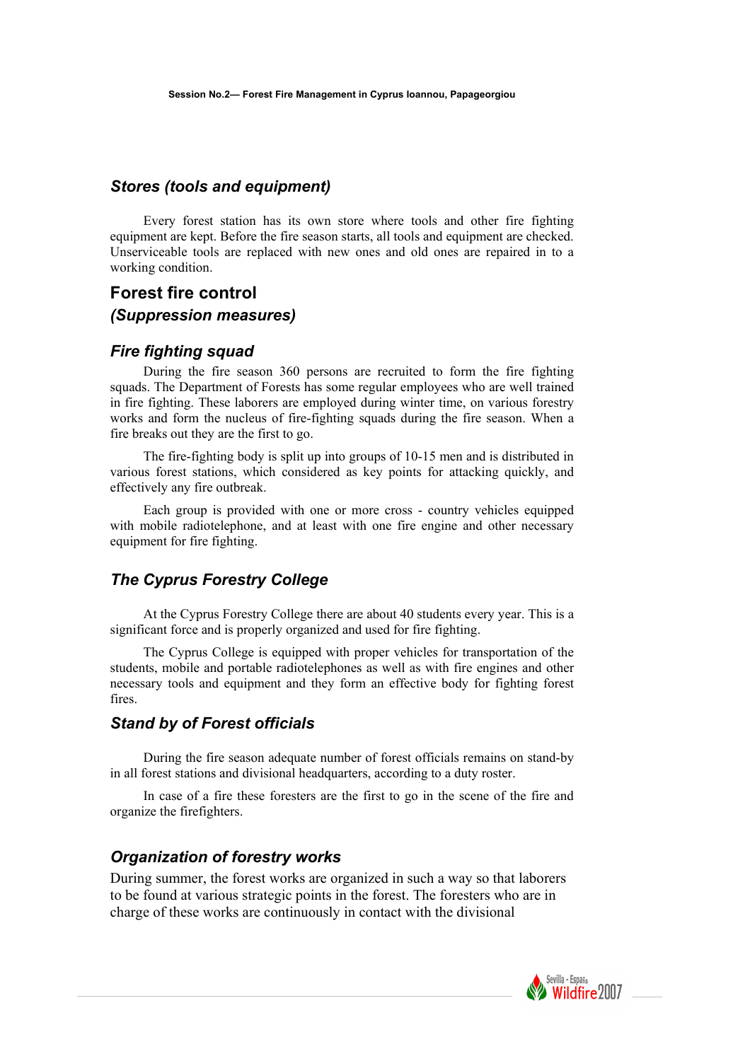### *Stores (tools and equipment)*

Every forest station has its own store where tools and other fire fighting equipment are kept. Before the fire season starts, all tools and equipment are checked. Unserviceable tools are replaced with new ones and old ones are repaired in to a working condition.

## Forest fire control
### *(Suppression measures)*

### *Fire fighting squad*

During the fire season 360 persons are recruited to form the fire fighting squads. The Department of Forests has some regular employees who are well trained in fire fighting. These laborers are employed during winter time, on various forestry works and form the nucleus of fire-fighting squads during the fire season. When a fire breaks out they are the first to go.

The fire-fighting body is split up into groups of 10-15 men and is distributed in various forest stations, which considered as key points for attacking quickly, and effectively any fire outbreak.

Each group is provided with one or more cross - country vehicles equipped with mobile radiotelephone, and at least with one fire engine and other necessary equipment for fire fighting.

### *The Cyprus Forestry College*

At the Cyprus Forestry College there are about 40 students every year. This is a significant force and is properly organized and used for fire fighting.

The Cyprus College is equipped with proper vehicles for transportation of the students, mobile and portable radiotelephones as well as with fire engines and other necessary tools and equipment and they form an effective body for fighting forest fires.

### *Stand by of Forest officials*

During the fire season adequate number of forest officials remains on stand-by in all forest stations and divisional headquarters, according to a duty roster.

In case of a fire these foresters are the first to go in the scene of the fire and organize the firefighters.

### *Organization of forestry works*

During summer, the forest works are organized in such a way so that laborers to be found at various strategic points in the forest. The foresters who are in charge of these works are continuously in contact with the divisional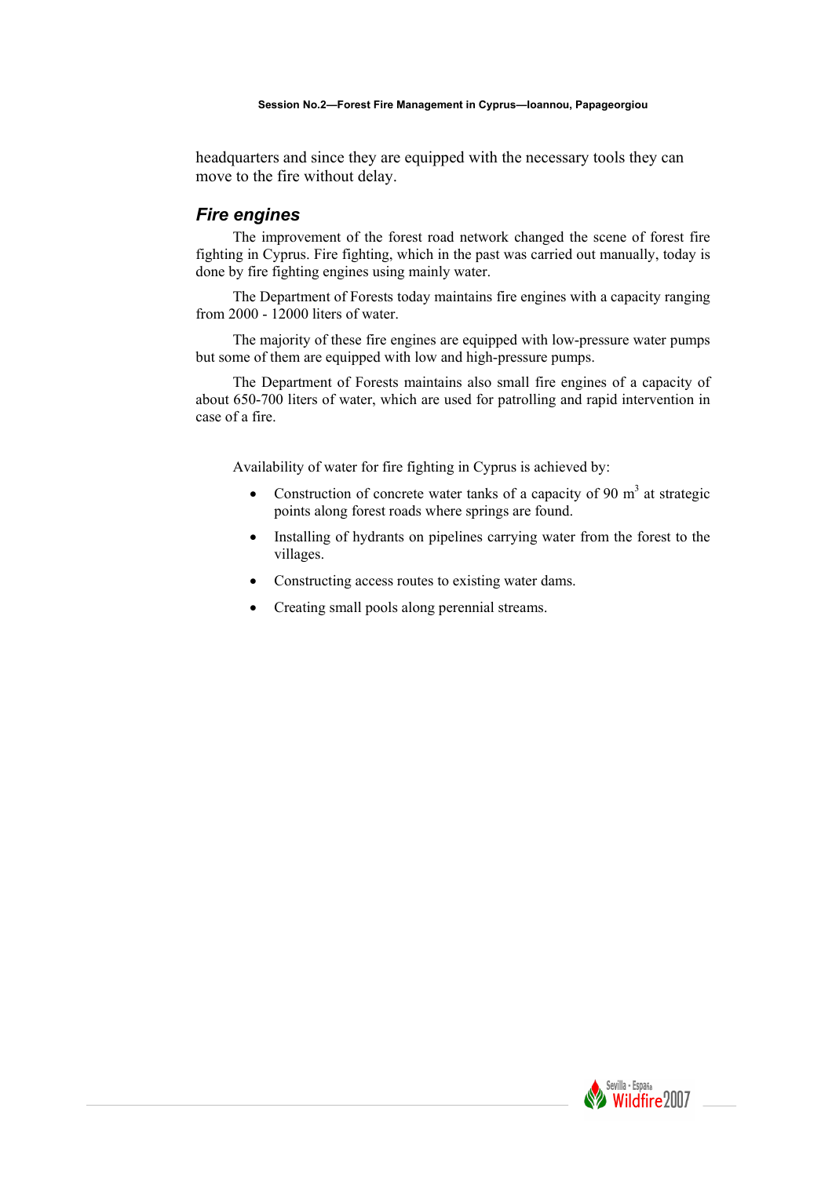headquarters and since they are equipped with the necessary tools they can move to the fire without delay.

### *Fire engines*

The improvement of the forest road network changed the scene of forest fire fighting in Cyprus. Fire fighting, which in the past was carried out manually, today is done by fire fighting engines using mainly water.

The Department of Forests today maintains fire engines with a capacity ranging from 2000 - 12000 liters of water.

The majority of these fire engines are equipped with low-pressure water pumps but some of them are equipped with low and high-pressure pumps.

The Department of Forests maintains also small fire engines of a capacity of about 650-700 liters of water, which are used for patrolling and rapid intervention in case of a fire.

Availability of water for fire fighting in Cyprus is achieved by:

- Construction of concrete water tanks of a capacity of 90 $m^3$ at strategic points along forest roads where springs are found.
- Installing of hydrants on pipelines carrying water from the forest to the villages.
- Constructing access routes to existing water dams.
- Creating small pools along perennial streams.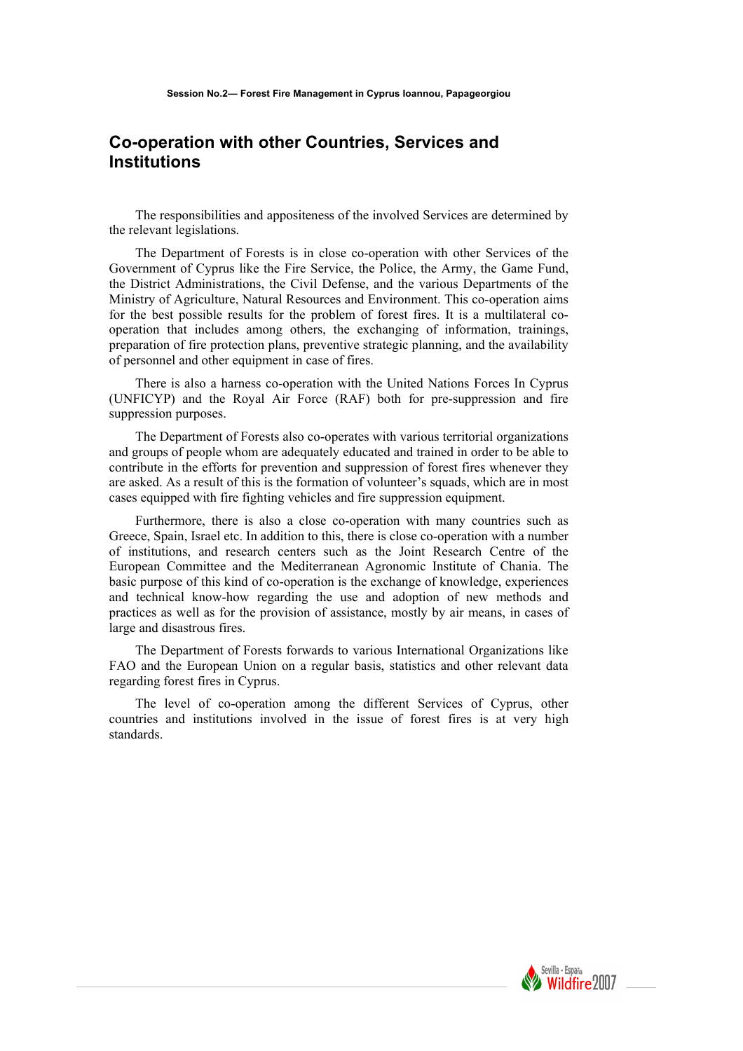## Co-operation with other Countries, Services and Institutions

The responsibilities and appositeness of the involved Services are determined by the relevant legislations.

The Department of Forests is in close co-operation with other Services of the Government of Cyprus like the Fire Service, the Police, the Army, the Game Fund, the District Administrations, the Civil Defense, and the various Departments of the Ministry of Agriculture, Natural Resources and Environment. This co-operation aims for the best possible results for the problem of forest fires. It is a multilateral co-operation that includes among others, the exchanging of information, trainings, preparation of fire protection plans, preventive strategic planning, and the availability of personnel and other equipment in case of fires.

There is also a harness co-operation with the United Nations Forces In Cyprus (UNFICYP) and the Royal Air Force (RAF) both for pre-suppression and fire suppression purposes.

The Department of Forests also co-operates with various territorial organizations and groups of people whom are adequately educated and trained in order to be able to contribute in the efforts for prevention and suppression of forest fires whenever they are asked. As a result of this is the formation of volunteer's squads, which are in most cases equipped with fire fighting vehicles and fire suppression equipment.

Furthermore, there is also a close co-operation with many countries such as Greece, Spain, Israel etc. In addition to this, there is close co-operation with a number of institutions, and research centers such as the Joint Research Centre of the European Committee and the Mediterranean Agronomic Institute of Chania. The basic purpose of this kind of co-operation is the exchange of knowledge, experiences and technical know-how regarding the use and adoption of new methods and practices as well as for the provision of assistance, mostly by air means, in cases of large and disastrous fires.

The Department of Forests forwards to various International Organizations like FAO and the European Union on a regular basis, statistics and other relevant data regarding forest fires in Cyprus.

The level of co-operation among the different Services of Cyprus, other countries and institutions involved in the issue of forest fires is at very high standards.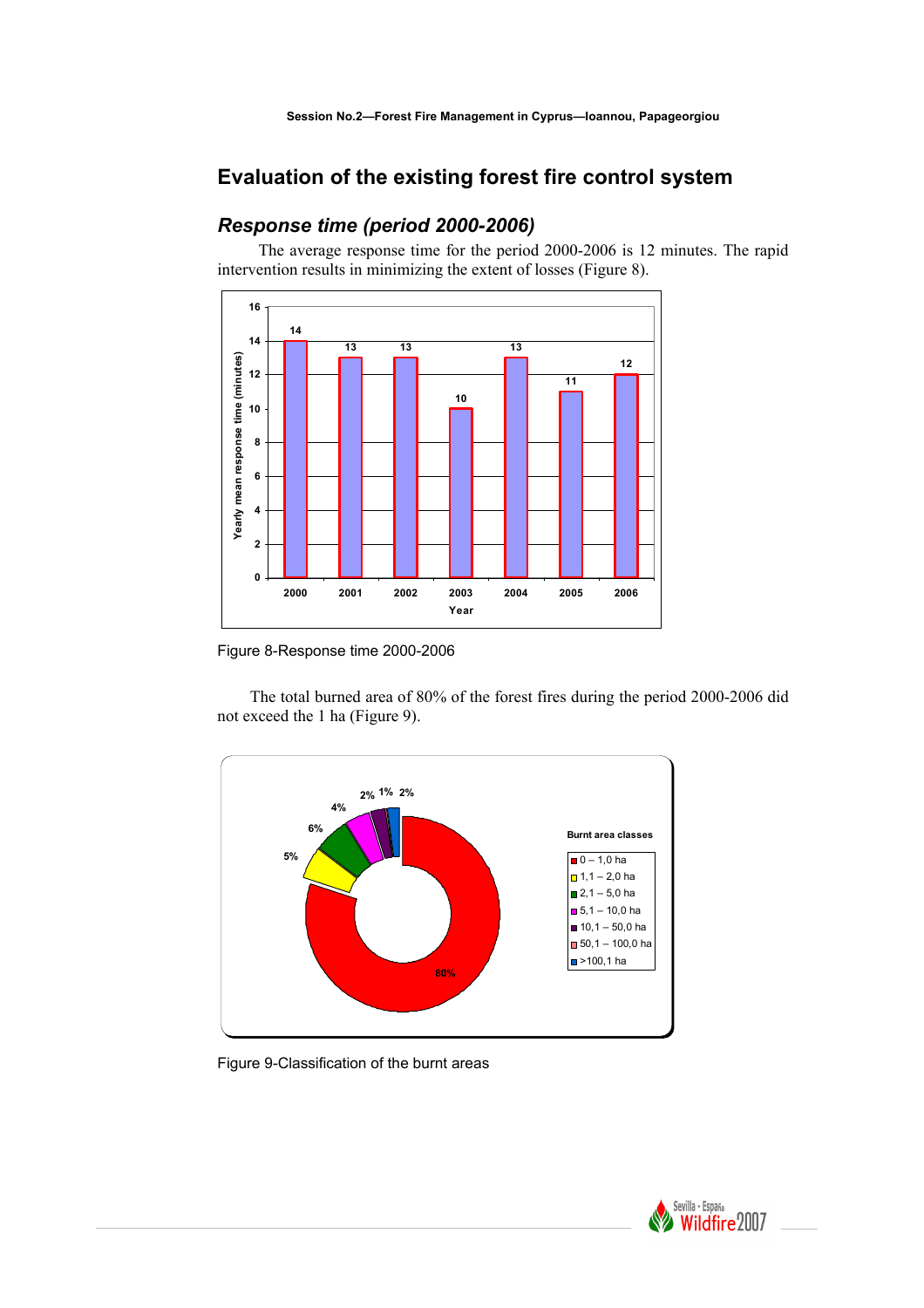## Evaluation of the existing forest fire control system

### *Response time (period 2000-2006)*

The average response time for the period 2000-2006 is 12 minutes. The rapid intervention results in minimizing the extent of losses (Figure 8).

Figure 8-Response time 2000-2006

The total burned area of 80% of the forest fires during the period 2000-2006 did not exceed the 1 ha (Figure 9).

Figure 9-Classification of the burnt areas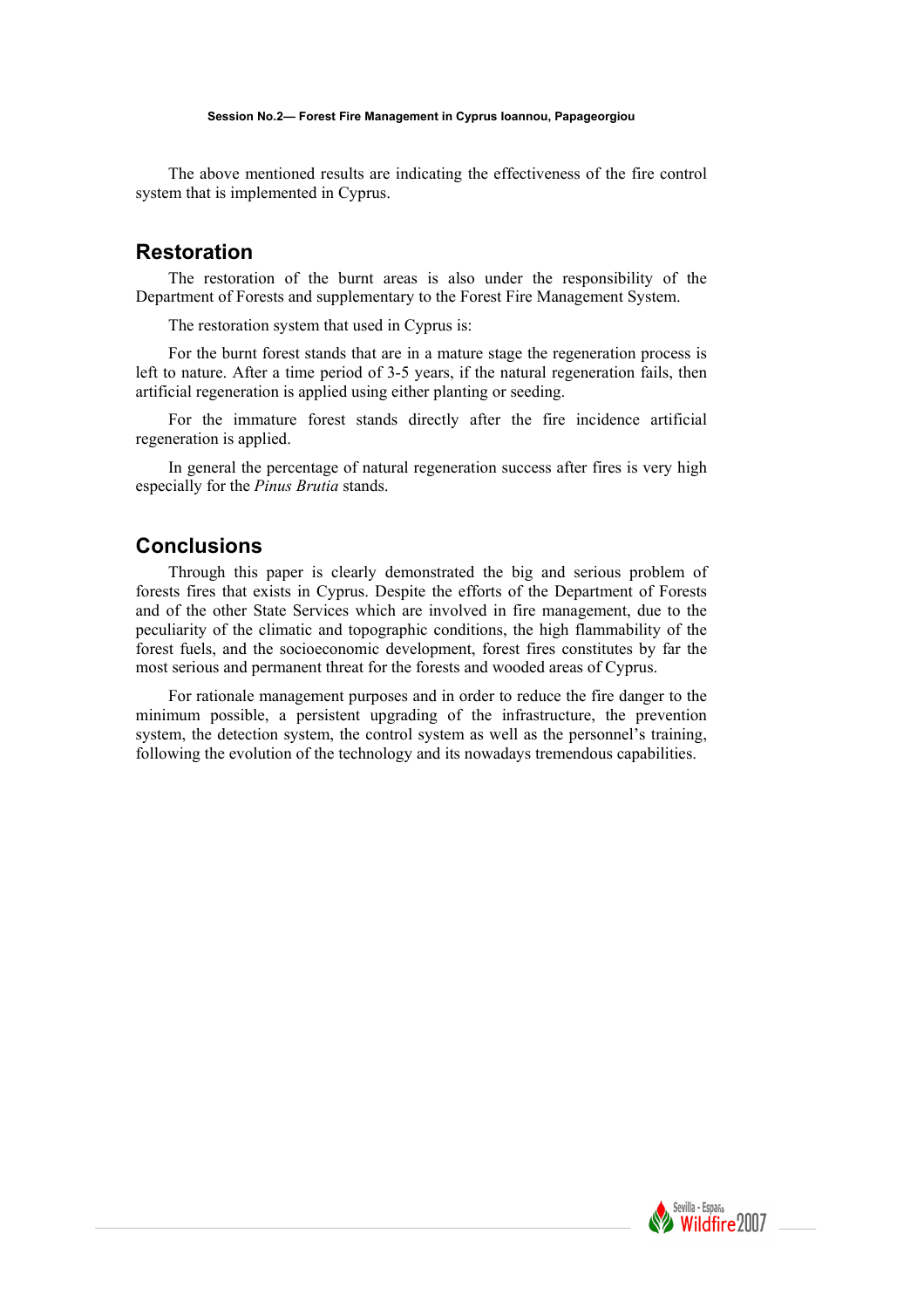The above mentioned results are indicating the effectiveness of the fire control system that is implemented in Cyprus.

## Restoration

The restoration of the burnt areas is also under the responsibility of the Department of Forests and supplementary to the Forest Fire Management System.

The restoration system that used in Cyprus is:

For the burnt forest stands that are in a mature stage the regeneration process is left to nature. After a time period of 3-5 years, if the natural regeneration fails, then artificial regeneration is applied using either planting or seeding.

For the immature forest stands directly after the fire incidence artificial regeneration is applied.

In general the percentage of natural regeneration success after fires is very high especially for the *Pinus Brutia* stands.

## Conclusions

Through this paper is clearly demonstrated the big and serious problem of forests fires that exists in Cyprus. Despite the efforts of the Department of Forests and of the other State Services which are involved in fire management, due to the peculiarity of the climatic and topographic conditions, the high flammability of the forest fuels, and the socioeconomic development, forest fires constitutes by far the most serious and permanent threat for the forests and wooded areas of Cyprus.

For rationale management purposes and in order to reduce the fire danger to the minimum possible, a persistent upgrading of the infrastructure, the prevention system, the detection system, the control system as well as the personnel's training, following the evolution of the technology and its nowadays tremendous capabilities.